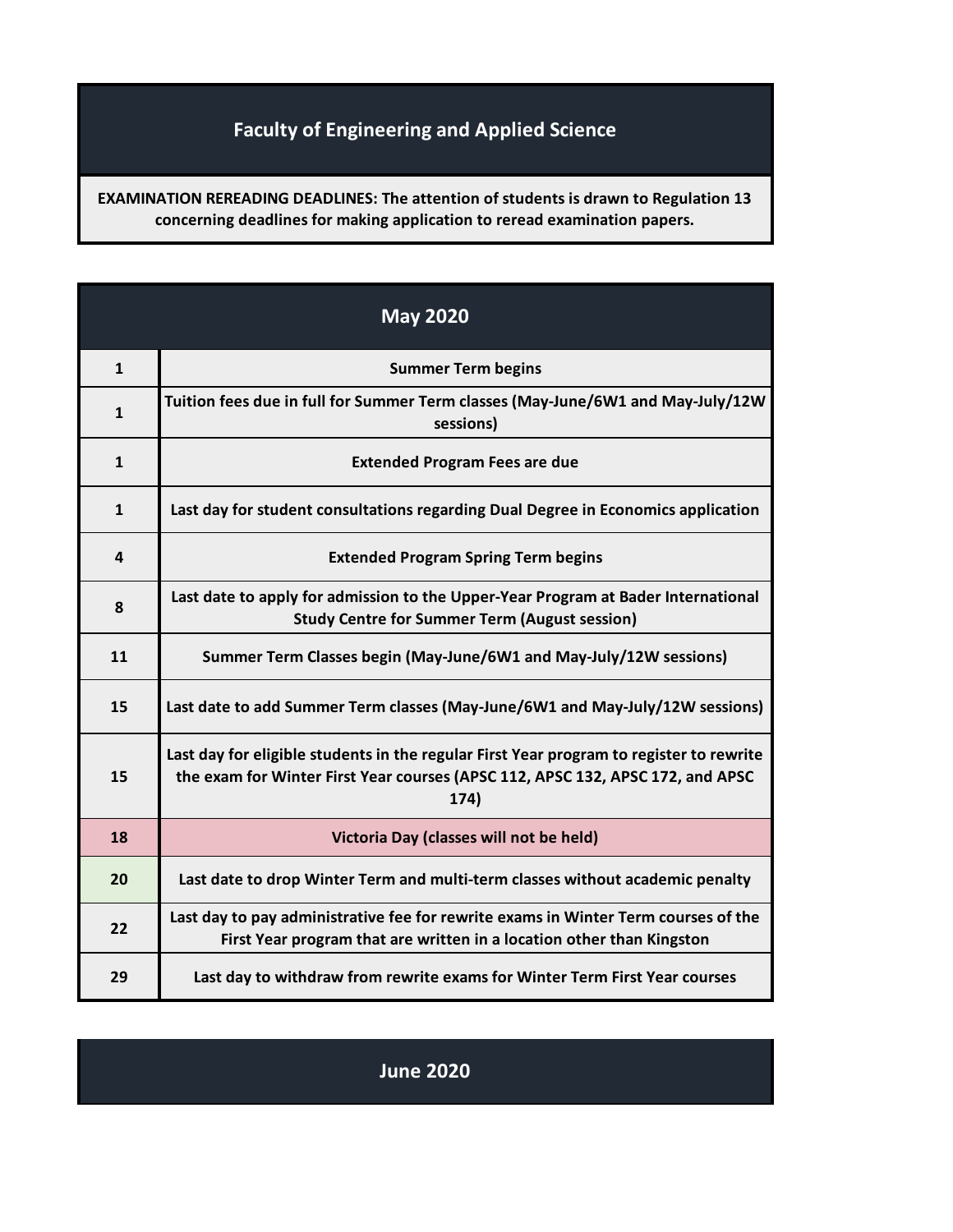# Faculty of Engineering and Applied Science

**EXAMINATION REREADING DEADLINES: The attention of students is drawn to Regulation 13 concerning deadlines for making application to reread examination papers.**

## May 2020

| | |
|---|---|
| 1 | Summer Term begins |
| 1 | Tuition fees due in full for Summer Term classes (May-June/6W1 and May-July/12W sessions) |
| 1 | Extended Program Fees are due |
| 1 | Last day for student consultations regarding Dual Degree in Economics application |
| 4 | Extended Program Spring Term begins |
| 8 | Last date to apply for admission to the Upper-Year Program at Bader International Study Centre for Summer Term (August session) |
| 11 | Summer Term Classes begin (May-June/6W1 and May-July/12W sessions) |
| 15 | Last date to add Summer Term classes (May-June/6W1 and May-July/12W sessions) |
| 15 | Last day for eligible students in the regular First Year program to register to rewrite the exam for Winter First Year courses (APSC 112, APSC 132, APSC 172, and APSC 174) |
| 18 | Victoria Day (classes will not be held) |
| 20 | Last date to drop Winter Term and multi-term classes without academic penalty |
| 22 | Last day to pay administrative fee for rewrite exams in Winter Term courses of the First Year program that are written in a location other than Kingston |
| 29 | Last day to withdraw from rewrite exams for Winter Term First Year courses |

## June 2020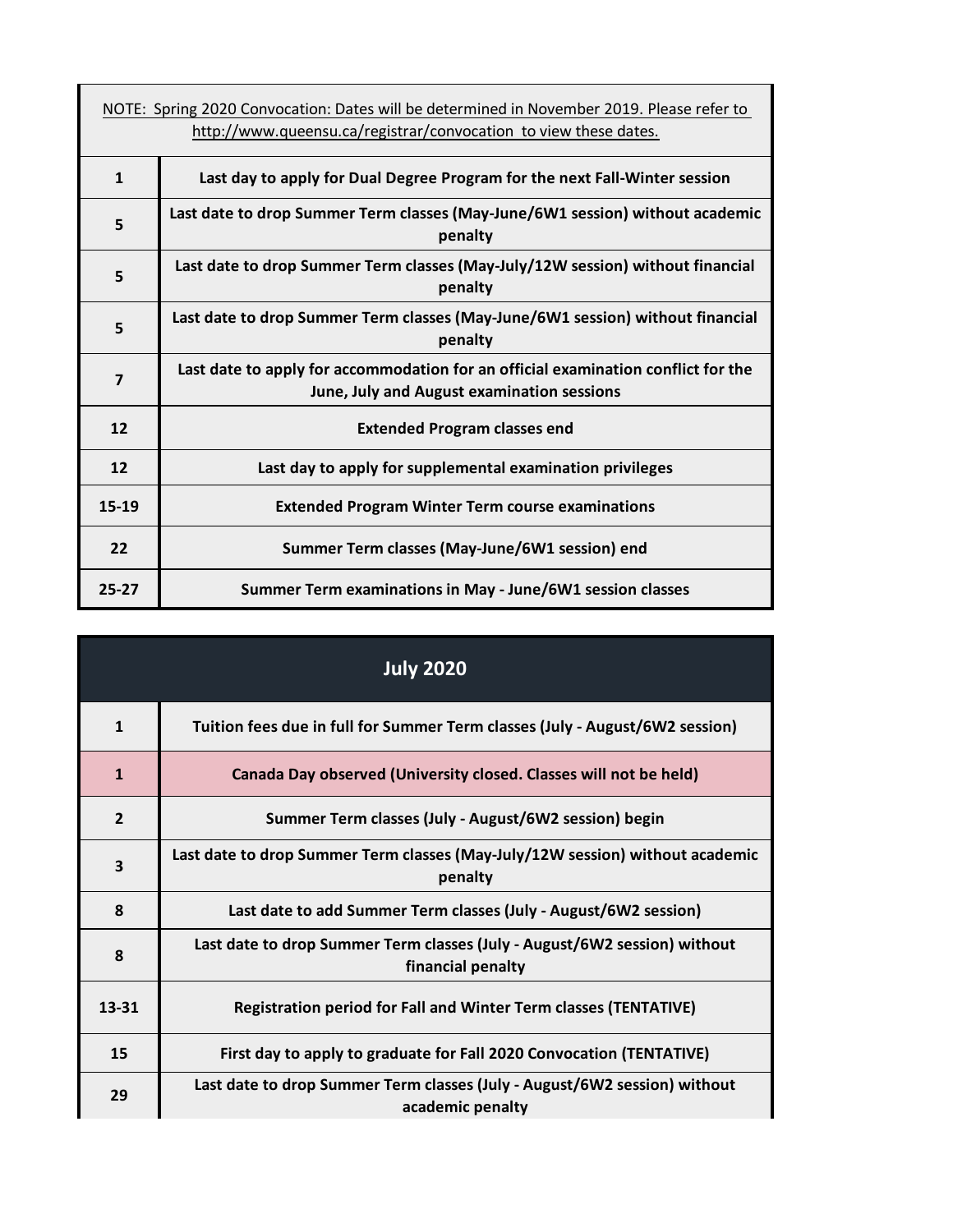NOTE: Spring 2020 Convocation: Dates will be determined in November 2019. Please refer to http://www.queensu.ca/registrar/convocation to view these dates.

| | |
|---|---|
| 1 | Last day to apply for Dual Degree Program for the next Fall-Winter session |
| 5 | Last date to drop Summer Term classes (May-June/6W1 session) without academic penalty |
| 5 | Last date to drop Summer Term classes (May-July/12W session) without financial penalty |
| 5 | Last date to drop Summer Term classes (May-June/6W1 session) without financial penalty |
| 7 | Last date to apply for accommodation for an official examination conflict for the June, July and August examination sessions |
| 12 | Extended Program classes end |
| 12 | Last day to apply for supplemental examination privileges |
| 15-19 | Extended Program Winter Term course examinations |
| 22 | Summer Term classes (May-June/6W1 session) end |
| 25-27 | Summer Term examinations in May - June/6W1 session classes |

## July 2020

| | |
|---|---|
| 1 | Tuition fees due in full for Summer Term classes (July - August/6W2 session) |
| 1 | Canada Day observed (University closed. Classes will not be held) |
| 2 | Summer Term classes (July - August/6W2 session) begin |
| 3 | Last date to drop Summer Term classes (May-July/12W session) without academic penalty |
| 8 | Last date to add Summer Term classes (July - August/6W2 session) |
| 8 | Last date to drop Summer Term classes (July - August/6W2 session) without financial penalty |
| 13-31 | Registration period for Fall and Winter Term classes (TENTATIVE) |
| 15 | First day to apply to graduate for Fall 2020 Convocation (TENTATIVE) |
| 29 | Last date to drop Summer Term classes (July - August/6W2 session) without academic penalty |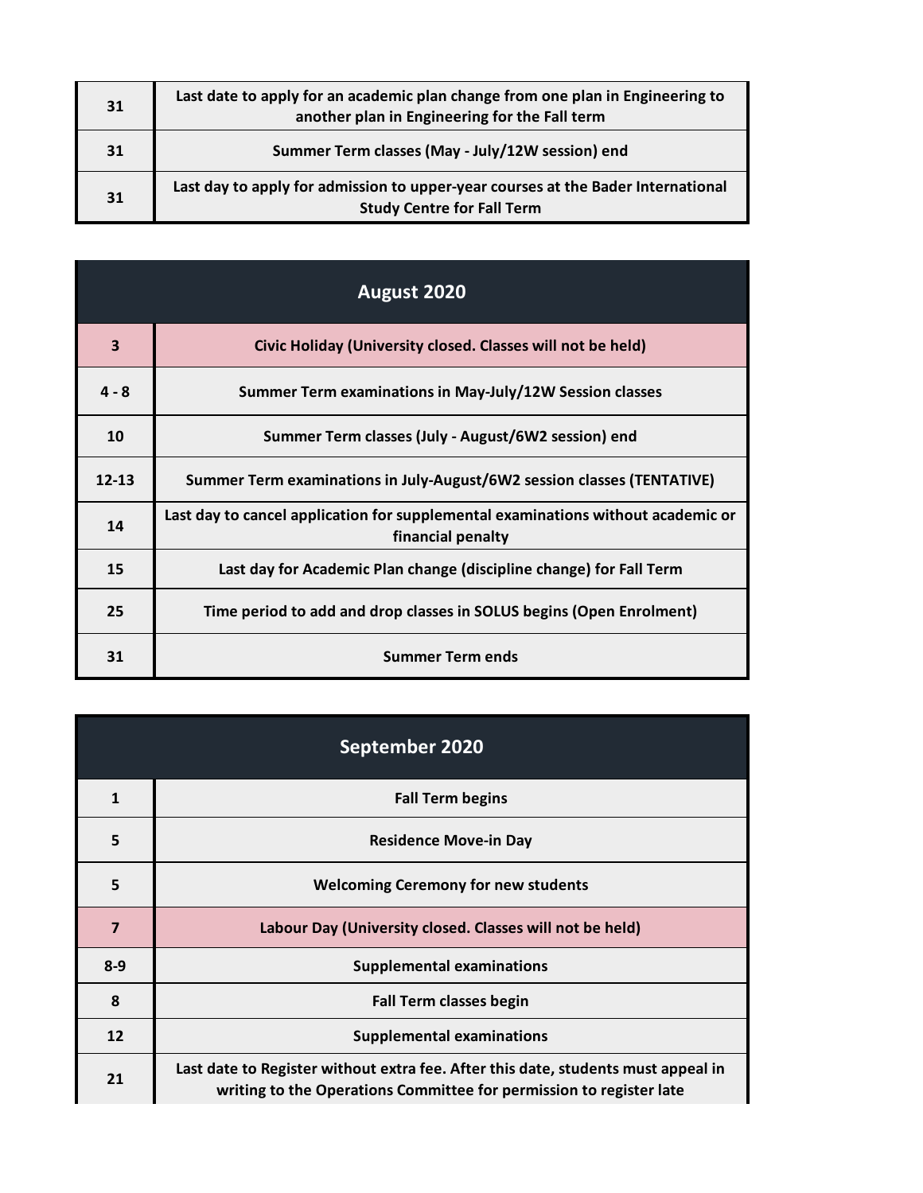| | |
|---|---|
| 31 | Last date to apply for an academic plan change from one plan in Engineering to another plan in Engineering for the Fall term |
| 31 | Summer Term classes (May - July/12W session) end |
| 31 | Last day to apply for admission to upper-year courses at the Bader International Study Centre for Fall Term |

## August 2020

| | |
|---|---|
| 3 | Civic Holiday (University closed. Classes will not be held) |
| 4 - 8 | Summer Term examinations in May-July/12W Session classes |
| 10 | Summer Term classes (July - August/6W2 session) end |
| 12-13 | Summer Term examinations in July-August/6W2 session classes (TENTATIVE) |
| 14 | Last day to cancel application for supplemental examinations without academic or financial penalty |
| 15 | Last day for Academic Plan change (discipline change) for Fall Term |
| 25 | Time period to add and drop classes in SOLUS begins (Open Enrolment) |
| 31 | Summer Term ends |

## September 2020

| | |
|---|---|
| 1 | Fall Term begins |
| 5 | Residence Move-in Day |
| 5 | Welcoming Ceremony for new students |
| 7 | Labour Day (University closed. Classes will not be held) |
| 8-9 | Supplemental examinations |
| 8 | Fall Term classes begin |
| 12 | Supplemental examinations |
| 21 | Last date to Register without extra fee. After this date, students must appeal in writing to the Operations Committee for permission to register late |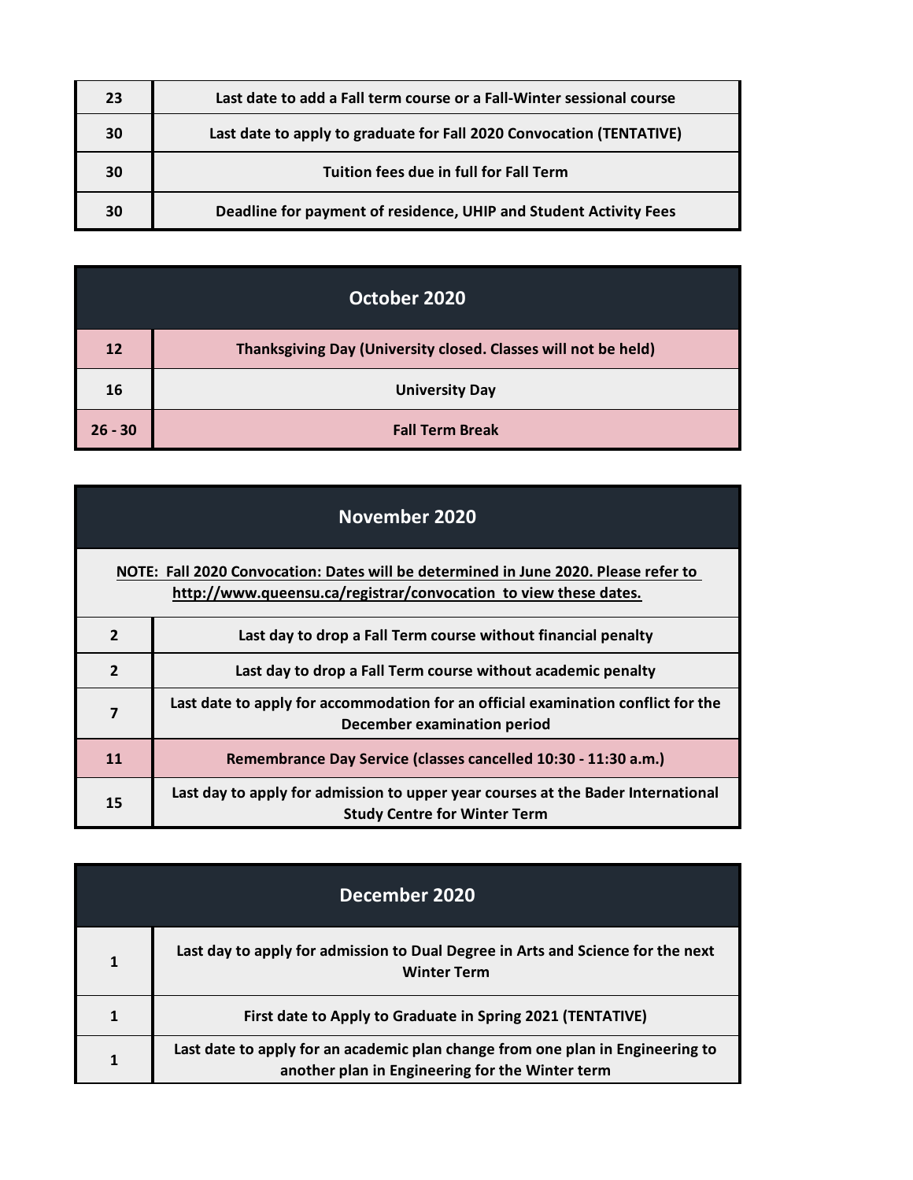| | |
|---|---|
| 23 | Last date to add a Fall term course or a Fall-Winter sessional course |
| 30 | Last date to apply to graduate for Fall 2020 Convocation (TENTATIVE) |
| 30 | Tuition fees due in full for Fall Term |
| 30 | Deadline for payment of residence, UHIP and Student Activity Fees |

## October 2020

| | |
|---|---|
| 12 | Thanksgiving Day (University closed. Classes will not be held) |
| 16 | University Day |
| 26 - 30 | Fall Term Break |

## November 2020

**NOTE: Fall 2020 Convocation: Dates will be determined in June 2020. Please refer to http://www.queensu.ca/registrar/convocation to view these dates.**

| | |
|---|---|
| 2 | Last day to drop a Fall Term course without financial penalty |
| 2 | Last day to drop a Fall Term course without academic penalty |
| 7 | Last date to apply for accommodation for an official examination conflict for the December examination period |
| 11 | Remembrance Day Service (classes cancelled 10:30 - 11:30 a.m.) |
| 15 | Last day to apply for admission to upper year courses at the Bader International Study Centre for Winter Term |

## December 2020

| | |
|---|---|
| 1 | Last day to apply for admission to Dual Degree in Arts and Science for the next Winter Term |
| 1 | First date to Apply to Graduate in Spring 2021 (TENTATIVE) |
| 1 | Last date to apply for an academic plan change from one plan in Engineering to another plan in Engineering for the Winter term |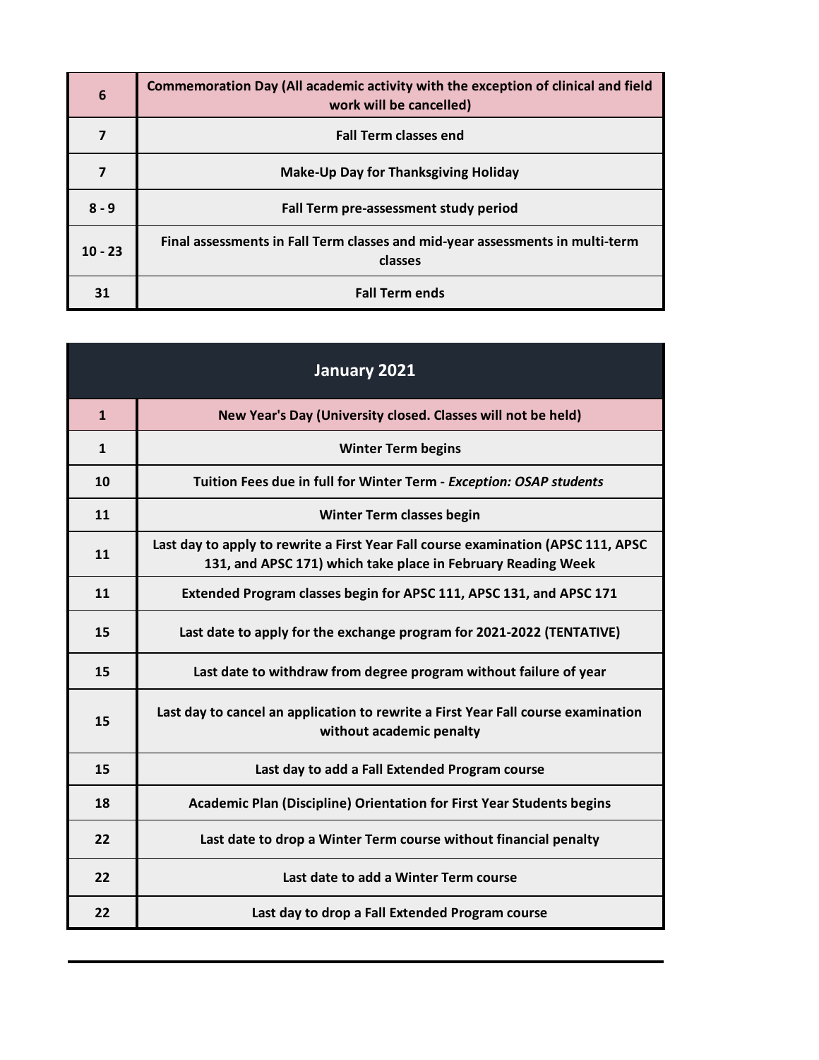| | |
|---|---|
| **6** | **Commemoration Day (All academic activity with the exception of clinical and field work will be cancelled)** |
| **7** | **Fall Term classes end** |
| **7** | **Make-Up Day for Thanksgiving Holiday** |
| **8 - 9** | **Fall Term pre-assessment study period** |
| **10 - 23** | **Final assessments in Fall Term classes and mid-year assessments in multi-term classes** |
| **31** | **Fall Term ends** |

## January 2021

| | |
|---|---|
| **1** | **New Year's Day (University closed. Classes will not be held)** |
| **1** | **Winter Term begins** |
| **10** | **Tuition Fees due in full for Winter Term - *Exception: OSAP students*** |
| **11** | **Winter Term classes begin** |
| **11** | **Last day to apply to rewrite a First Year Fall course examination (APSC 111, APSC 131, and APSC 171) which take place in February Reading Week** |
| **11** | **Extended Program classes begin for APSC 111, APSC 131, and APSC 171** |
| **15** | **Last date to apply for the exchange program for 2021-2022 (TENTATIVE)** |
| **15** | **Last date to withdraw from degree program without failure of year** |
| **15** | **Last day to cancel an application to rewrite a First Year Fall course examination without academic penalty** |
| **15** | **Last day to add a Fall Extended Program course** |
| **18** | **Academic Plan (Discipline) Orientation for First Year Students begins** |
| **22** | **Last date to drop a Winter Term course without financial penalty** |
| **22** | **Last date to add a Winter Term course** |
| **22** | **Last day to drop a Fall Extended Program course** |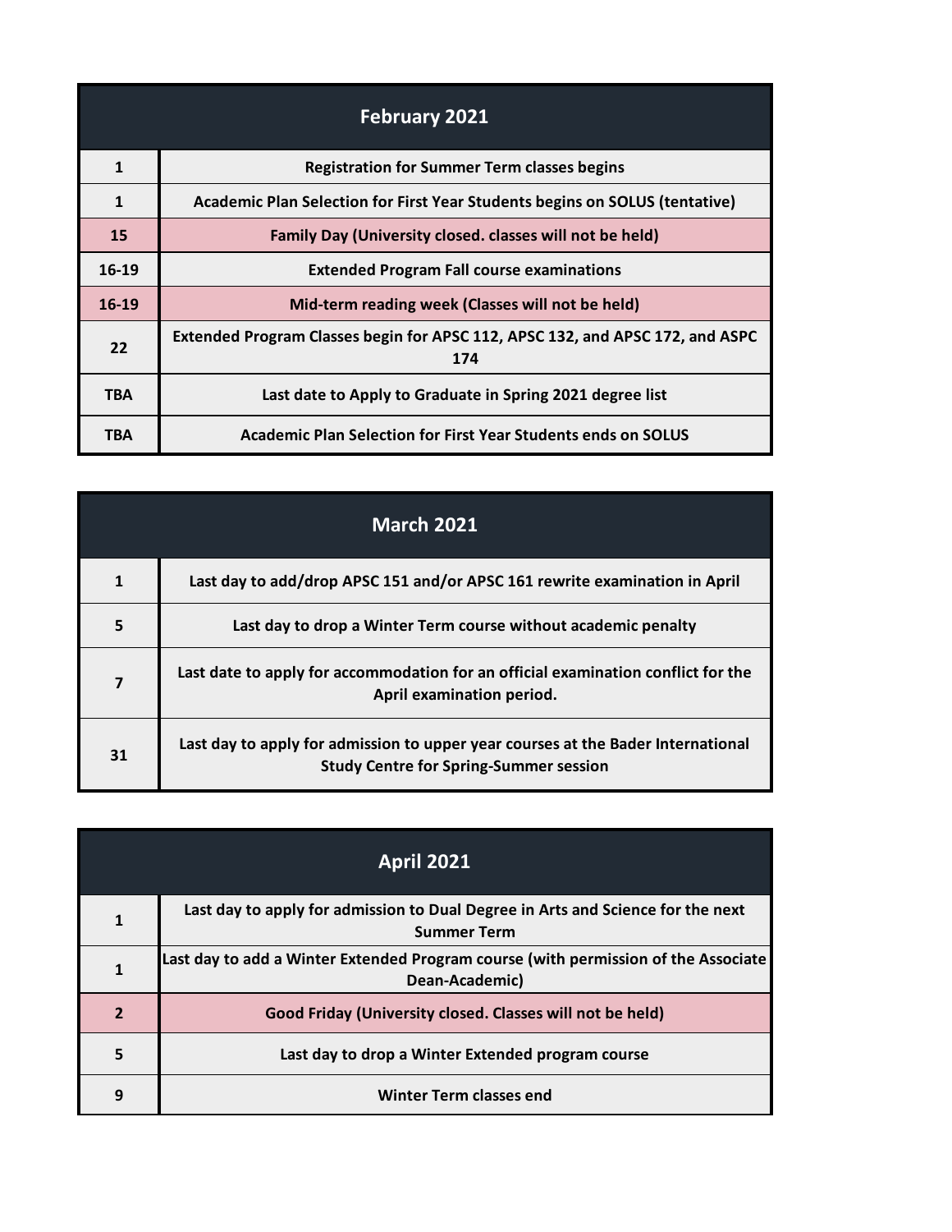| February 2021 | |
|---|---|
| **1** | **Registration for Summer Term classes begins** |
| **1** | **Academic Plan Selection for First Year Students begins on SOLUS (tentative)** |
| **15** | **Family Day (University closed. classes will not be held)** |
| **16-19** | **Extended Program Fall course examinations** |
| **16-19** | **Mid-term reading week (Classes will not be held)** |
| **22** | **Extended Program Classes begin for APSC 112, APSC 132, and APSC 172, and ASPC 174** |
| **TBA** | **Last date to Apply to Graduate in Spring 2021 degree list** |
| **TBA** | **Academic Plan Selection for First Year Students ends on SOLUS** |

| March 2021 | |
|---|---|
| **1** | **Last day to add/drop APSC 151 and/or APSC 161 rewrite examination in April** |
| **5** | **Last day to drop a Winter Term course without academic penalty** |
| **7** | **Last date to apply for accommodation for an official examination conflict for the April examination period.** |
| **31** | **Last day to apply for admission to upper year courses at the Bader International Study Centre for Spring-Summer session** |

| April 2021 | |
|---|---|
| **1** | **Last day to apply for admission to Dual Degree in Arts and Science for the next Summer Term** |
| **1** | **Last day to add a Winter Extended Program course (with permission of the Associate Dean-Academic)** |
| **2** | **Good Friday (University closed. Classes will not be held)** |
| **5** | **Last day to drop a Winter Extended program course** |
| **9** | **Winter Term classes end** |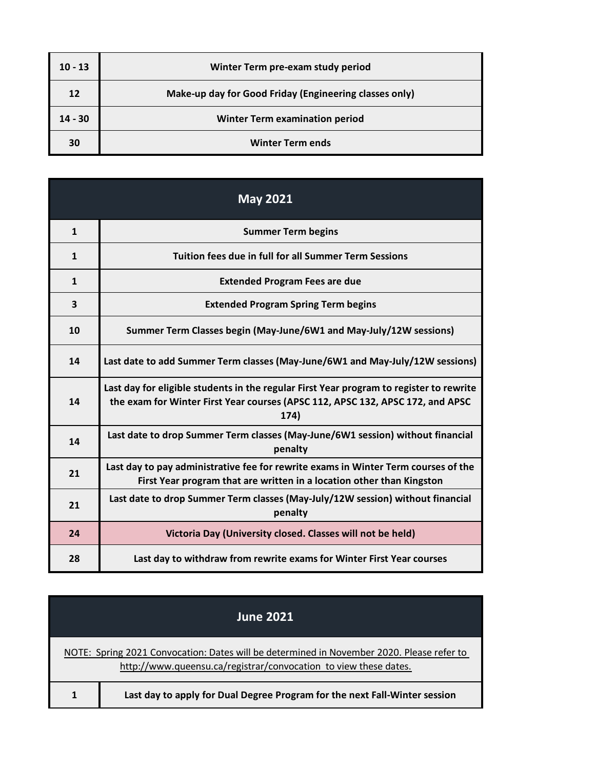| | |
|---|---|
| 10 - 13 | Winter Term pre-exam study period |
| 12 | Make-up day for Good Friday (Engineering classes only) |
| 14 - 30 | Winter Term examination period |
| 30 | Winter Term ends |

## May 2021

| | |
|---|---|
| 1 | Summer Term begins |
| 1 | Tuition fees due in full for all Summer Term Sessions |
| 1 | Extended Program Fees are due |
| 3 | Extended Program Spring Term begins |
| 10 | Summer Term Classes begin (May-June/6W1 and May-July/12W sessions) |
| 14 | Last date to add Summer Term classes (May-June/6W1 and May-July/12W sessions) |
| 14 | Last day for eligible students in the regular First Year program to register to rewrite the exam for Winter First Year courses (APSC 112, APSC 132, APSC 172, and APSC 174) |
| 14 | Last date to drop Summer Term classes (May-June/6W1 session) without financial penalty |
| 21 | Last day to pay administrative fee for rewrite exams in Winter Term courses of the First Year program that are written in a location other than Kingston |
| 21 | Last date to drop Summer Term classes (May-July/12W session) without financial penalty |
| 24 | Victoria Day (University closed. Classes will not be held) |
| 28 | Last day to withdraw from rewrite exams for Winter First Year courses |

## June 2021

NOTE: Spring 2021 Convocation: Dates will be determined in November 2020. Please refer to http://www.queensu.ca/registrar/convocation to view these dates.

| | |
|---|---|
| 1 | Last day to apply for Dual Degree Program for the next Fall-Winter session |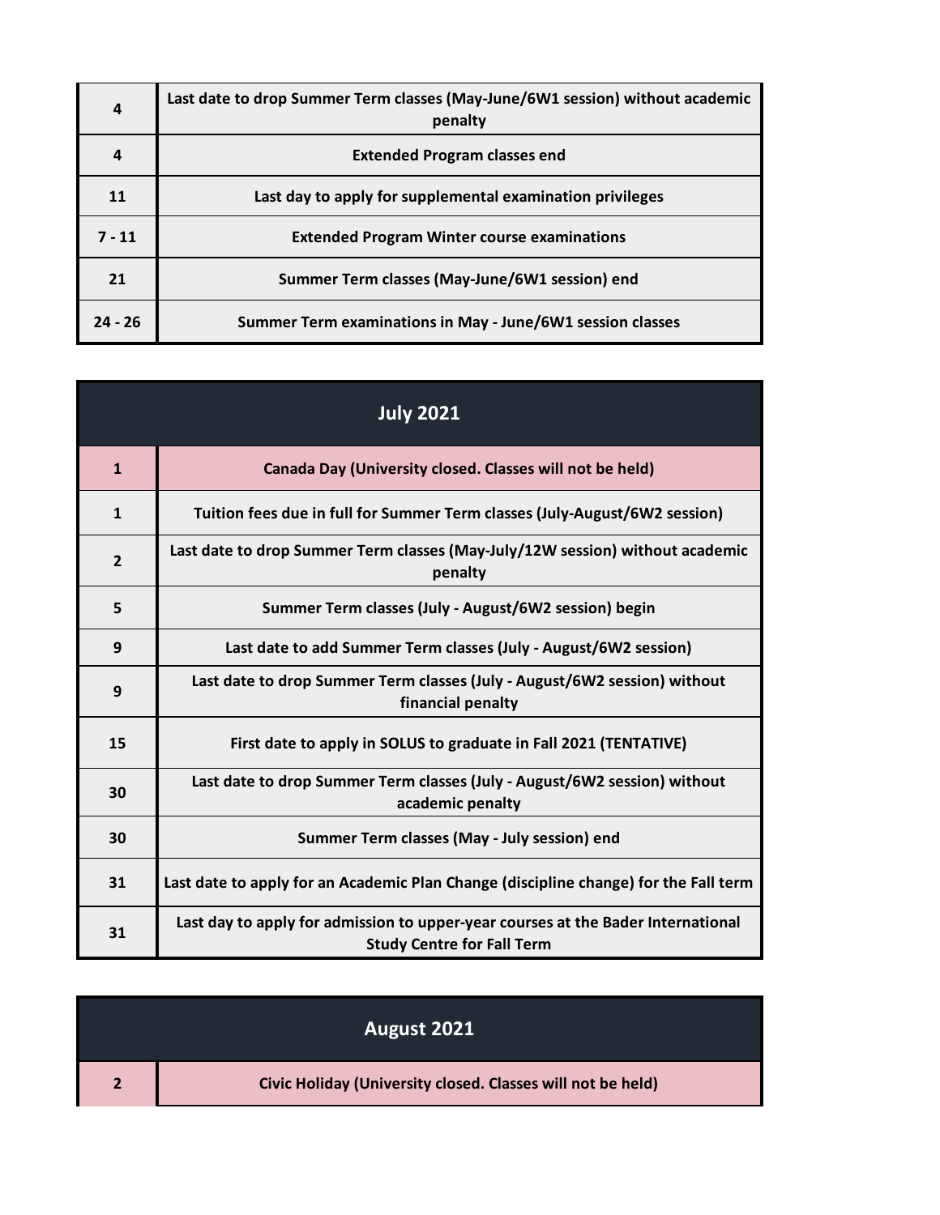| | |
|---|---|
| **4** | **Last date to drop Summer Term classes (May-June/6W1 session) without academic penalty** |
| **4** | **Extended Program classes end** |
| **11** | **Last day to apply for supplemental examination privileges** |
| **7 - 11** | **Extended Program Winter course examinations** |
| **21** | **Summer Term classes (May-June/6W1 session) end** |
| **24 - 26** | **Summer Term examinations in May - June/6W1 session classes** |

## July 2021

| | |
|---|---|
| **1** | **Canada Day (University closed. Classes will not be held)** |
| **1** | **Tuition fees due in full for Summer Term classes (July-August/6W2 session)** |
| **2** | **Last date to drop Summer Term classes (May-July/12W session) without academic penalty** |
| **5** | **Summer Term classes (July - August/6W2 session) begin** |
| **9** | **Last date to add Summer Term classes (July - August/6W2 session)** |
| **9** | **Last date to drop Summer Term classes (July - August/6W2 session) without financial penalty** |
| **15** | **First date to apply in SOLUS to graduate in Fall 2021 (TENTATIVE)** |
| **30** | **Last date to drop Summer Term classes (July - August/6W2 session) without academic penalty** |
| **30** | **Summer Term classes (May - July session) end** |
| **31** | **Last date to apply for an Academic Plan Change (discipline change) for the Fall term** |
| **31** | **Last day to apply for admission to upper-year courses at the Bader International Study Centre for Fall Term** |

## August 2021

| | |
|---|---|
| **2** | **Civic Holiday (University closed. Classes will not be held)** |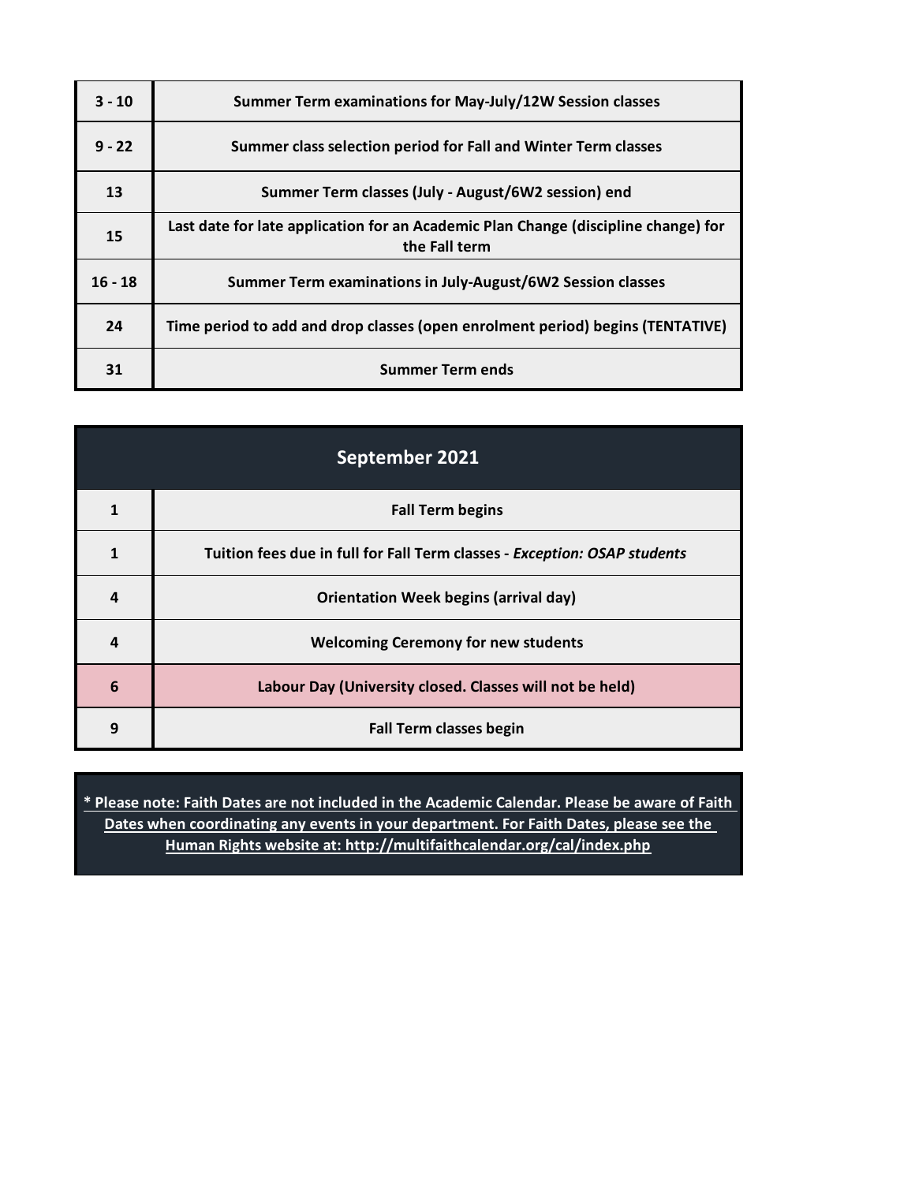| | |
|---|---|
| 3 - 10 | **Summer Term examinations for May-July/12W Session classes** |
| 9 - 22 | **Summer class selection period for Fall and Winter Term classes** |
| 13 | **Summer Term classes (July - August/6W2 session) end** |
| 15 | **Last date for late application for an Academic Plan Change (discipline change) for the Fall term** |
| 16 - 18 | **Summer Term examinations in July-August/6W2 Session classes** |
| 24 | **Time period to add and drop classes (open enrolment period) begins (TENTATIVE)** |
| 31 | **Summer Term ends** |

## September 2021

| | |
|---|---|
| 1 | **Fall Term begins** |
| 1 | **Tuition fees due in full for Fall Term classes -** ***Exception: OSAP students*** |
| 4 | **Orientation Week begins (arrival day)** |
| 4 | **Welcoming Ceremony for new students** |
| 6 | **Labour Day (University closed. Classes will not be held)** |
| 9 | **Fall Term classes begin** |

**\* Please note: Faith Dates are not included in the Academic Calendar. Please be aware of Faith Dates when coordinating any events in your department. For Faith Dates, please see the Human Rights website at: http://multifaithcalendar.org/cal/index.php**